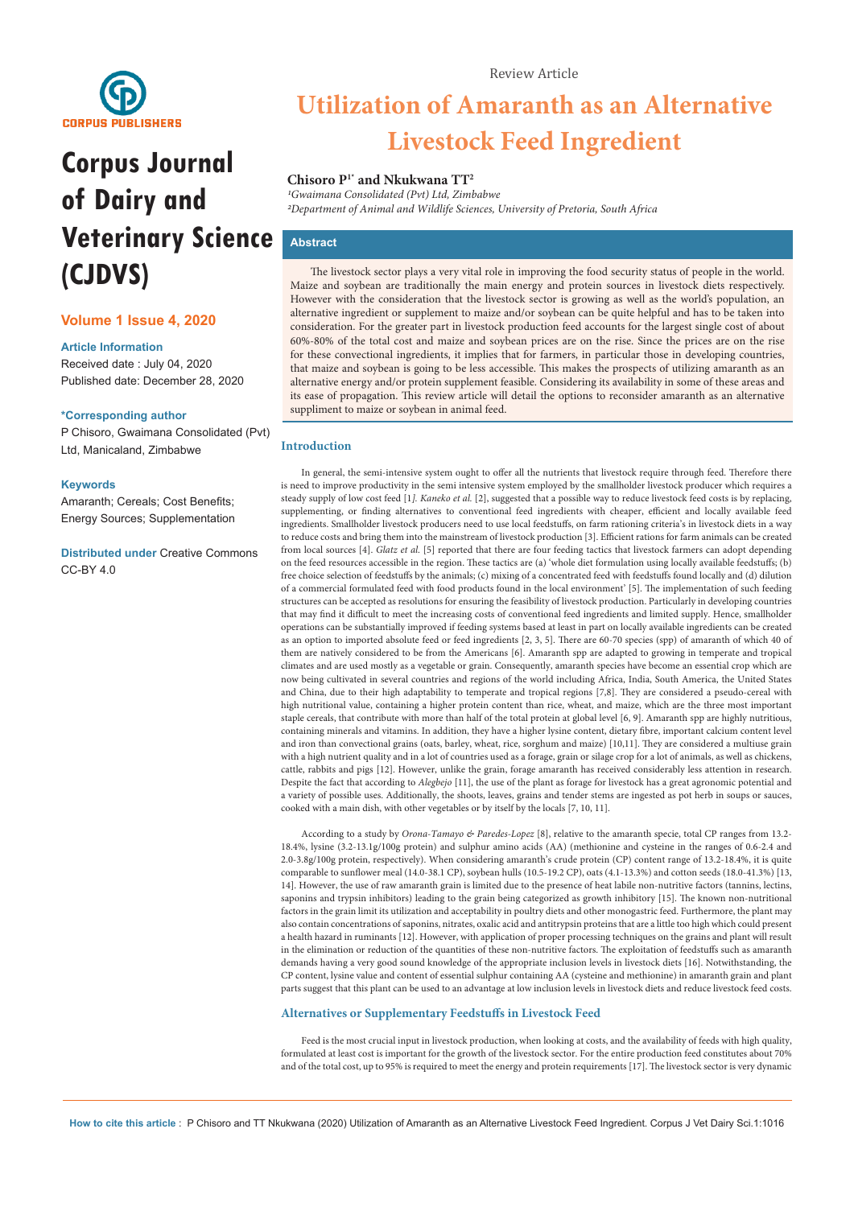Review Article

# Utilization of Amaranth as an Alternative Livestock Feed Ingredient

**Chisoro P[1*] and Nkukwana TT[2]**

*[1]Gwaimana Consolidated (Pvt) Ltd, Zimbabwe*
*[2]Department of Animal and Wildlife Sciences, University of Pretoria, South Africa*

**Corpus Journal of Dairy and Veterinary Science (CJDVS)**

**Volume 1 Issue 4, 2020**

**Article Information**
Received date : July 04, 2020
Published date: December 28, 2020

**\*Corresponding author**
P Chisoro, Gwaimana Consolidated (Pvt) Ltd, Manicaland, Zimbabwe

**Keywords**
Amaranth; Cereals; Cost Benefits; Energy Sources; Supplementation

**Distributed under** Creative Commons CC-BY 4.0

## Abstract

The livestock sector plays a very vital role in improving the food security status of people in the world. Maize and soybean are traditionally the main energy and protein sources in livestock diets respectively. However with the consideration that the livestock sector is growing as well as the world's population, an alternative ingredient or supplement to maize and/or soybean can be quite helpful and has to be taken into consideration. For the greater part in livestock production feed accounts for the largest single cost of about 60%-80% of the total cost and maize and soybean prices are on the rise. Since the prices are on the rise for these convectional ingredients, it implies that for farmers, in particular those in developing countries, that maize and soybean is going to be less accessible. This makes the prospects of utilizing amaranth as an alternative energy and/or protein supplement feasible. Considering its availability in some of these areas and its ease of propagation. This review article will detail the options to reconsider amaranth as an alternative suppliment to maize or soybean in animal feed.

## Introduction

In general, the semi-intensive system ought to offer all the nutrients that livestock require through feed. Therefore there is need to improve productivity in the semi intensive system employed by the smallholder livestock producer which requires a steady supply of low cost feed [1]. *Kaneko et al.* [2], suggested that a possible way to reduce livestock feed costs is by replacing, supplementing, or finding alternatives to conventional feed ingredients with cheaper, efficient and locally available feed ingredients. Smallholder livestock producers need to use local feedstuffs, on farm rationing criteria's in livestock diets in a way to reduce costs and bring them into the mainstream of livestock production [3]. Efficient rations for farm animals can be created from local sources [4]. *Glatz et al.* [5] reported that there are four feeding tactics that livestock farmers can adopt depending on the feed resources accessible in the region. These tactics are (a) 'whole diet formulation using locally available feedstuffs; (b) free choice selection of feedstuffs by the animals; (c) mixing of a concentrated feed with feedstuffs found locally and (d) dilution of a commercial formulated feed with food products found in the local environment' [5]. The implementation of such feeding structures can be accepted as resolutions for ensuring the feasibility of livestock production. Particularly in developing countries that may find it difficult to meet the increasing costs of conventional feed ingredients and limited supply. Hence, smallholder operations can be substantially improved if feeding systems based at least in part on locally available ingredients can be created as an option to imported absolute feed or feed ingredients [2, 3, 5]. There are 60-70 species (spp) of amaranth of which 40 of them are natively considered to be from the Americans [6]. Amaranth spp are adapted to growing in temperate and tropical climates and are used mostly as a vegetable or grain. Consequently, amaranth species have become an essential crop which are now being cultivated in several countries and regions of the world including Africa, India, South America, the United States and China, due to their high adaptability to temperate and tropical regions [7,8]. They are considered a pseudo-cereal with high nutritional value, containing a higher protein content than rice, wheat, and maize, which are the three most important staple cereals, that contribute with more than half of the total protein at global level [6, 9]. Amaranth spp are highly nutritious, containing minerals and vitamins. In addition, they have a higher lysine content, dietary fibre, important calcium content level and iron than convectional grains (oats, barley, wheat, rice, sorghum and maize) [10,11]. They are considered a multiuse grain with a high nutrient quality and in a lot of countries used as a forage, grain or silage crop for a lot of animals, as well as chickens, cattle, rabbits and pigs [12]. However, unlike the grain, forage amaranth has received considerably less attention in research. Despite the fact that according to *Alegbejo* [11], the use of the plant as forage for livestock has a great agronomic potential and a variety of possible uses. Additionally, the shoots, leaves, grains and tender stems are ingested as pot herb in soups or sauces, cooked with a main dish, with other vegetables or by itself by the locals [7, 10, 11].

According to a study by *Orona-Tamayo & Paredes-Lopez* [8], relative to the amaranth specie, total CP ranges from 13.2-18.4%, lysine (3.2-13.1g/100g protein) and sulphur amino acids (AA) (methionine and cysteine in the ranges of 0.6-2.4 and 2.0-3.8g/100g protein, respectively). When considering amaranth's crude protein (CP) content range of 13.2-18.4%, it is quite comparable to sunflower meal (14.0-38.1 CP), soybean hulls (10.5-19.2 CP), oats (4.1-13.3%) and cotton seeds (18.0-41.3%) [13, 14]. However, the use of raw amaranth grain is limited due to the presence of heat labile non-nutritive factors (tannins, lectins, saponins and trypsin inhibitors) leading to the grain being categorized as growth inhibitory [15]. The known non-nutritional factors in the grain limit its utilization and acceptability in poultry diets and other monogastric feed. Furthermore, the plant may also contain concentrations of saponins, nitrates, oxalic acid and antitrypsin proteins that are a little too high which could present a health hazard in ruminants [12]. However, with application of proper processing techniques on the grains and plant will result in the elimination or reduction of the quantities of these non-nutritive factors. The exploitation of feedstuffs such as amaranth demands having a very good sound knowledge of the appropriate inclusion levels in livestock diets [16]. Notwithstanding, the CP content, lysine value and content of essential sulphur containing AA (cysteine and methionine) in amaranth grain and plant parts suggest that this plant can be used to an advantage at low inclusion levels in livestock diets and reduce livestock feed costs.

## Alternatives or Supplementary Feedstuffs in Livestock Feed

Feed is the most crucial input in livestock production, when looking at costs, and the availability of feeds with high quality, formulated at least cost is important for the growth of the livestock sector. For the entire production feed constitutes about 70% and of the total cost, up to 95% is required to meet the energy and protein requirements [17]. The livestock sector is very dynamic

**How to cite this article :** P Chisoro and TT Nkukwana (2020) Utilization of Amaranth as an Alternative Livestock Feed Ingredient. Corpus J Vet Dairy Sci.1:1016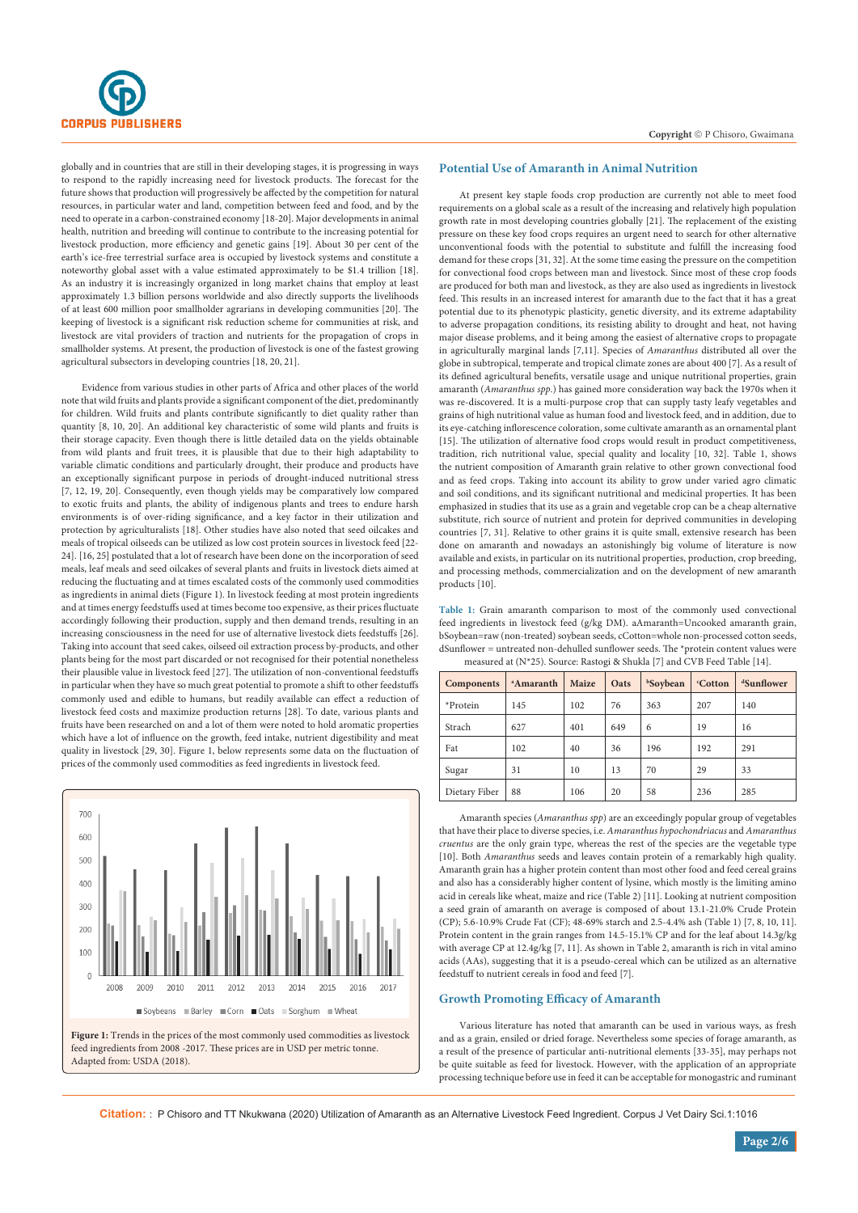globally and in countries that are still in their developing stages, it is progressing in ways to respond to the rapidly increasing need for livestock products. The forecast for the future shows that production will progressively be affected by the competition for natural resources, in particular water and land, competition between feed and food, and by the need to operate in a carbon-constrained economy [18-20]. Major developments in animal health, nutrition and breeding will continue to contribute to the increasing potential for livestock production, more efficiency and genetic gains [19]. About 30 per cent of the earth's ice-free terrestrial surface area is occupied by livestock systems and constitute a noteworthy global asset with a value estimated approximately to be $1.4 trillion [18]. As an industry it is increasingly organized in long market chains that employ at least approximately 1.3 billion persons worldwide and also directly supports the livelihoods of at least 600 million poor smallholder agrarians in developing communities [20]. The keeping of livestock is a significant risk reduction scheme for communities at risk, and livestock are vital providers of traction and nutrients for the propagation of crops in smallholder systems. At present, the production of livestock is one of the fastest growing agricultural subsectors in developing countries [18, 20, 21].

Evidence from various studies in other parts of Africa and other places of the world note that wild fruits and plants provide a significant component of the diet, predominantly for children. Wild fruits and plants contribute significantly to diet quality rather than quantity [8, 10, 20]. An additional key characteristic of some wild plants and fruits is their storage capacity. Even though there is little detailed data on the yields obtainable from wild plants and fruit trees, it is plausible that due to their high adaptability to variable climatic conditions and particularly drought, their produce and products have an exceptionally significant purpose in periods of drought-induced nutritional stress [7, 12, 19, 20]. Consequently, even though yields may be comparatively low compared to exotic fruits and plants, the ability of indigenous plants and trees to endure harsh environments is of over-riding significance, and a key factor in their utilization and protection by agriculturalists [18]. Other studies have also noted that seed oilcakes and meals of tropical oilseeds can be utilized as low cost protein sources in livestock feed [22-24]. [16, 25] postulated that a lot of research have been done on the incorporation of seed meals, leaf meals and seed oilcakes of several plants and fruits in livestock diets aimed at reducing the fluctuating and at times escalated costs of the commonly used commodities as ingredients in animal diets (Figure 1). In livestock feeding at most protein ingredients and at times energy feedstuffs used at times become too expensive, as their prices fluctuate accordingly following their production, supply and then demand trends, resulting in an increasing consciousness in the need for use of alternative livestock diets feedstuffs [26]. Taking into account that seed cakes, oilseed oil extraction process by-products, and other plants being for the most part discarded or not recognised for their potential nonetheless their plausible value in livestock feed [27]. The utilization of non-conventional feedstuffs in particular when they have so much great potential to promote a shift to other feedstuffs commonly used and edible to humans, but readily available can effect a reduction of livestock feed costs and maximize production returns [28]. To date, various plants and fruits have been researched on and a lot of them were noted to hold aromatic properties which have a lot of influence on the growth, feed intake, nutrient digestibility and meat quality in livestock [29, 30]. Figure 1, below represents some data on the fluctuation of prices of the commonly used commodities as feed ingredients in livestock feed.

**Figure 1:** Trends in the prices of the most commonly used commodities as livestock feed ingredients from 2008 -2017. These prices are in USD per metric tonne. Adapted from: USDA (2018).

## Potential Use of Amaranth in Animal Nutrition

At present key staple foods crop production are currently not able to meet food requirements on a global scale as a result of the increasing and relatively high population growth rate in most developing countries globally [21]. The replacement of the existing pressure on these key food crops requires an urgent need to search for other alternative unconventional foods with the potential to substitute and fulfill the increasing food demand for these crops [31, 32]. At the some time easing the pressure on the competition for convectional food crops between man and livestock. Since most of these crop foods are produced for both man and livestock, as they are also used as ingredients in livestock feed. This results in an increased interest for amaranth due to the fact that it has a great potential due to its phenotypic plasticity, genetic diversity, and its extreme adaptability to adverse propagation conditions, its resisting ability to drought and heat, not having major disease problems, and it being among the easiest of alternative crops to propagate in agriculturally marginal lands [7,11]. Species of *Amaranthus* distributed all over the globe in subtropical, temperate and tropical climate zones are about 400 [7]. As a result of its defined agricultural benefits, versatile usage and unique nutritional properties, grain amaranth (*Amaranthus spp*.) has gained more consideration way back the 1970s when it was re-discovered. It is a multi-purpose crop that can supply tasty leafy vegetables and grains of high nutritional value as human food and livestock feed, and in addition, due to its eye-catching inflorescence coloration, some cultivate amaranth as an ornamental plant [15]. The utilization of alternative food crops would result in product competitiveness, tradition, rich nutritional value, special quality and locality [10, 32]. Table 1, shows the nutrient composition of Amaranth grain relative to other grown convectional food and as feed crops. Taking into account its ability to grow under varied agro climatic and soil conditions, and its significant nutritional and medicinal properties. It has been emphasized in studies that its use as a grain and vegetable crop can be a cheap alternative substitute, rich source of nutrient and protein for deprived communities in developing countries [7, 31]. Relative to other grains it is quite small, extensive research has been done on amaranth and nowadays an astonishingly big volume of literature is now available and exists, in particular on its nutritional properties, production, crop breeding, and processing methods, commercialization and on the development of new amaranth products [10].

**Table 1:** Grain amaranth comparison to most of the commonly used convectional feed ingredients in livestock feed (g/kg DM). aAmaranth=Uncooked amaranth grain, bSoybean=raw (non-treated) soybean seeds, cCotton=whole non-processed cotton seeds, dSunflower = untreated non-dehulled sunflower seeds. The *protein content values were measured at (N*25). Source: Rastogi & Shukla [7] and CVB Feed Table [14].

| Components | [a]Amaranth | Maize | Oats | [b]Soybean | [c]Cotton | [d]Sunflower |
|---|---|---|---|---|---|---|
| *Protein | 145 | 102 | 76 | 363 | 207 | 140 |
| Strach | 627 | 401 | 649 | 6 | 19 | 16 |
| Fat | 102 | 40 | 36 | 196 | 192 | 291 |
| Sugar | 31 | 10 | 13 | 70 | 29 | 33 |
| Dietary Fiber | 88 | 106 | 20 | 58 | 236 | 285 |

Amaranth species (*Amaranthus spp*) are an exceedingly popular group of vegetables that have their place to diverse species, i.e. *Amaranthus hypochondriacus* and *Amaranthus cruentus* are the only grain type, whereas the rest of the species are the vegetable type [10]. Both *Amaranthus* seeds and leaves contain protein of a remarkably high quality. Amaranth grain has a higher protein content than most other food and feed cereal grains and also has a considerably higher content of lysine, which mostly is the limiting amino acid in cereals like wheat, maize and rice (Table 2) [11]. Looking at nutrient composition a seed grain of amaranth on average is composed of about 13.1-21.0% Crude Protein (CP); 5.6-10.9% Crude Fat (CF); 48-69% starch and 2.5-4.4% ash (Table 1) [7, 8, 10, 11]. Protein content in the grain ranges from 14.5-15.1% CP and for the leaf about 14.3g/kg with average CP at 12.4g/kg [7, 11]. As shown in Table 2, amaranth is rich in vital amino acids (AAs), suggesting that it is a pseudo-cereal which can be utilized as an alternative feedstuff to nutrient cereals in food and feed [7].

## Growth Promoting Efficacy of Amaranth

Various literature has noted that amaranth can be used in various ways, as fresh and as a grain, ensiled or dried forage. Nevertheless some species of forage amaranth, as a result of the presence of particular anti-nutritional elements [33-35], may perhaps not be quite suitable as feed for livestock. However, with the application of an appropriate processing technique before use in feed it can be acceptable for monogastric and ruminant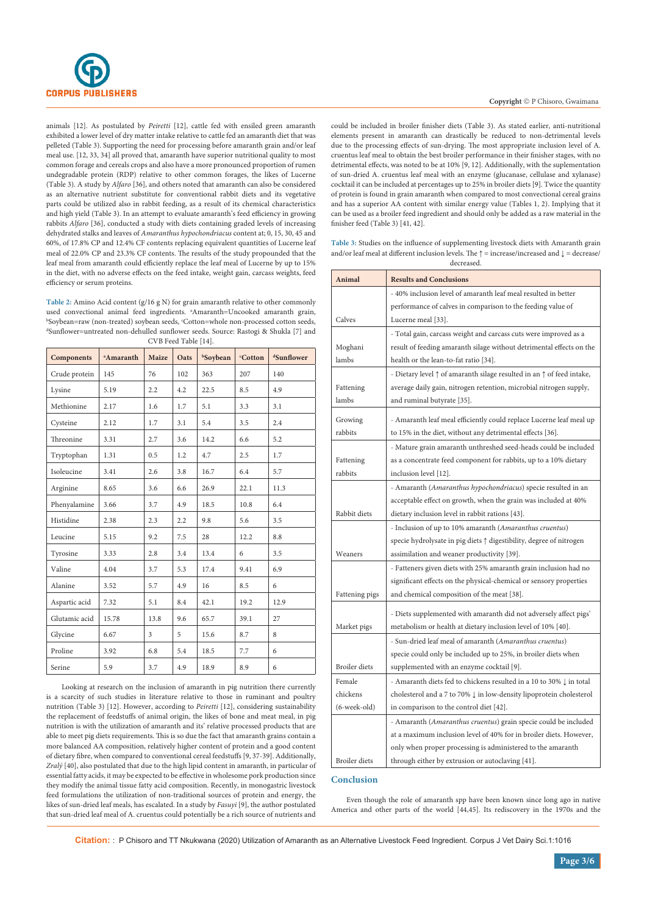animals [12]. As postulated by *Peiretti* [12], cattle fed with ensiled green amaranth exhibited a lower level of dry matter intake relative to cattle fed an amaranth diet that was pelleted (Table 3). Supporting the need for processing before amaranth grain and/or leaf meal use. [12, 33, 34] all proved that, amaranth have superior nutritional quality to most common forage and cereals crops and also have a more pronounced proportion of rumen undegradable protein (RDP) relative to other common forages, the likes of Lucerne (Table 3). A study by *Alfaro* [36], and others noted that amaranth can also be considered as an alternative nutrient substitute for conventional rabbit diets and its vegetative parts could be utilized also in rabbit feeding, as a result of its chemical characteristics and high yield (Table 3). In an attempt to evaluate amaranth's feed efficiency in growing rabbits *Alfaro* [36], conducted a study with diets containing graded levels of increasing dehydrated stalks and leaves of *Amaranthus hypochondriacus* content at; 0, 15, 30, 45 and 60%, of 17.8% CP and 12.4% CF contents replacing equivalent quantities of Lucerne leaf meal of 22.0% CP and 23.3% CF contents. The results of the study propounded that the leaf meal from amaranth could efficiently replace the leaf meal of Lucerne by up to 15% in the diet, with no adverse effects on the feed intake, weight gain, carcass weights, feed efficiency or serum proteins.

**Table 2:** Amino Acid content (g/16 g N) for grain amaranth relative to other commonly used convectional animal feed ingredients. [a]Amaranth=Uncooked amaranth grain, [b]Soybean=raw (non-treated) soybean seeds, [c]Cotton=whole non-processed cotton seeds, [d]Sunflower=untreated non-dehulled sunflower seeds. Source: Rastogi & Shukla [7] and CVB Feed Table [14].

| Components | [a]Amaranth | Maize | Oats | [b]Soybean | [c]Cotton | [d]Sunflower |
|---|---|---|---|---|---|---|
| Crude protein | 145 | 76 | 102 | 363 | 207 | 140 |
| Lysine | 5.19 | 2.2 | 4.2 | 22.5 | 8.5 | 4.9 |
| Methionine | 2.17 | 1.6 | 1.7 | 5.1 | 3.3 | 3.1 |
| Cysteine | 2.12 | 1.7 | 3.1 | 5.4 | 3.5 | 2.4 |
| Threonine | 3.31 | 2.7 | 3.6 | 14.2 | 6.6 | 5.2 |
| Tryptophan | 1.31 | 0.5 | 1.2 | 4.7 | 2.5 | 1.7 |
| Isoleucine | 3.41 | 2.6 | 3.8 | 16.7 | 6.4 | 5.7 |
| Arginine | 8.65 | 3.6 | 6.6 | 26.9 | 22.1 | 11.3 |
| Phenyalamine | 3.66 | 3.7 | 4.9 | 18.5 | 10.8 | 6.4 |
| Histidine | 2.38 | 2.3 | 2.2 | 9.8 | 5.6 | 3.5 |
| Leucine | 5.15 | 9.2 | 7.5 | 28 | 12.2 | 8.8 |
| Tyrosine | 3.33 | 2.8 | 3.4 | 13.4 | 6 | 3.5 |
| Valine | 4.04 | 3.7 | 5.3 | 17.4 | 9.41 | 6.9 |
| Alanine | 3.52 | 5.7 | 4.9 | 16 | 8.5 | 6 |
| Aspartic acid | 7.32 | 5.1 | 8.4 | 42.1 | 19.2 | 12.9 |
| Glutamic acid | 15.78 | 13.8 | 9.6 | 65.7 | 39.1 | 27 |
| Glycine | 6.67 | 3 | 5 | 15.6 | 8.7 | 8 |
| Proline | 3.92 | 6.8 | 5.4 | 18.5 | 7.7 | 6 |
| Serine | 5.9 | 3.7 | 4.9 | 18.9 | 8.9 | 6 |

Looking at research on the inclusion of amaranth in pig nutrition there currently is a scarcity of such studies in literature relative to those in ruminant and poultry nutrition (Table 3) [12]. However, according to *Peiretti* [12], considering sustainability the replacement of feedstuffs of animal origin, the likes of bone and meat meal, in pig nutrition is with the utilization of amaranth and its' relative processed products that are able to meet pig diets requirements. This is so due the fact that amaranth grains contain a more balanced AA composition, relatively higher content of protein and a good content of dietary fibre, when compared to conventional cereal feedstuffs [9, 37-39]. Additionally, *Zralý* [40], also postulated that due to the high lipid content in amaranth, in particular of essential fatty acids, it may be expected to be effective in wholesome pork production since they modify the animal tissue fatty acid composition. Recently, in monogastric livestock feed formulations the utilization of non-traditional sources of protein and energy, the likes of sun-dried leaf meals, has escalated. In a study by *Fasuyi* [9], the author postulated that sun-dried leaf meal of A. cruentus could potentially be a rich source of nutrients and could be included in broiler finisher diets (Table 3). As stated earlier, anti-nutritional elements present in amaranth can drastically be reduced to non-detrimental levels due to the processing effects of sun-drying. The most appropriate inclusion level of A. cruentus leaf meal to obtain the best broiler performance in their finisher stages, with no detrimental effects, was noted to be at 10% [9, 12]. Additionally, with the suplementation of sun-dried A. cruentus leaf meal with an enzyme (glucanase, cellulase and xylanase) cocktail it can be included at percentages up to 25% in broiler diets [9]. Twice the quantity of protein is found in grain amaranth when compared to most convectional cereal grains and has a superior AA content with similar energy value (Tables 1, 2). Implying that it can be used as a broiler feed ingredient and should only be added as a raw material in the finisher feed (Table 3) [41, 42].

**Table 3:** Studies on the influence of supplementing livestock diets with Amaranth grain and/or leaf meal at different inclusion levels. The ↑ = increase/increased and ↓ = decrease/decreased.

| Animal | Results and Conclusions |
|---|---|
| Calves | - 40% inclusion level of amaranth leaf meal resulted in better performance of calves in comparison to the feeding value of Lucerne meal [33]. |
| Moghani lambs | - Total gain, carcass weight and carcass cuts were improved as a result of feeding amaranth silage without detrimental effects on the health or the lean-to-fat ratio [34]. |
| Fattening lambs | - Dietary level ↑ of amaranth silage resulted in an ↑ of feed intake, average daily gain, nitrogen retention, microbial nitrogen supply, and ruminal butyrate [35]. |
| Growing rabbits | - Amaranth leaf meal efficiently could replace Lucerne leaf meal up to 15% in the diet, without any detrimental effects [36]. |
| Fattening rabbits | - Mature grain amaranth unthreshed seed-heads could be included as a concentrate feed component for rabbits, up to a 10% dietary inclusion level [12]. |
| Rabbit diets | - Amaranth (*Amaranthus hypochondriacus*) specie resulted in an acceptable effect on growth, when the grain was included at 40% dietary inclusion level in rabbit rations [43]. |
| Weaners | - Inclusion of up to 10% amaranth (*Amaranthus cruentus*) specie hydrolysate in pig diets ↑ digestibility, degree of nitrogen assimilation and weaner productivity [39]. |
| Fattening pigs | - Fatteners given diets with 25% amaranth grain inclusion had no significant effects on the physical-chemical or sensory properties and chemical composition of the meat [38]. |
| Market pigs | - Diets supplemented with amaranth did not adversely affect pigs' metabolism or health at dietary inclusion level of 10% [40]. |
| Broiler diets | - Sun-dried leaf meal of amaranth (*Amaranthus cruentus*) specie could only be included up to 25%, in broiler diets when supplemented with an enzyme cocktail [9]. |
| Female chickens (6-week-old) | - Amaranth diets fed to chickens resulted in a 10 to 30% ↓ in total cholesterol and a 7 to 70% ↓ in low-density lipoprotein cholesterol in comparison to the control diet [42]. |
| Broiler diets | - Amaranth (*Amaranthus cruentus*) grain specie could be included at a maximum inclusion level of 40% for in broiler diets. However, only when proper processing is administered to the amaranth through either by extrusion or autoclaving [41]. |

## Conclusion

Even though the role of amaranth spp have been known since long ago in native America and other parts of the world [44,45]. Its rediscovery in the 1970s and the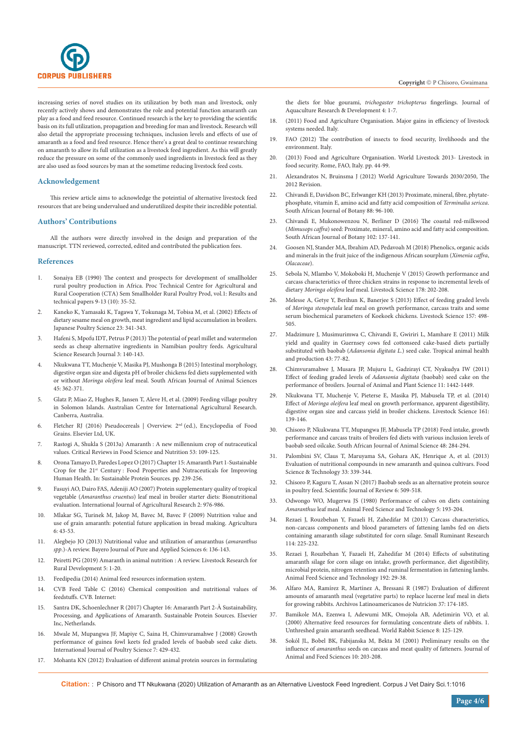increasing series of novel studies on its utilization by both man and livestock, only recently actively shows and demonstrates the role and potential function amaranth can play as a food and feed resource. Continued research is the key to providing the scientific basis on its full utilization, propagation and breeding for man and livestock. Research will also detail the appropriate processing techniques, inclusion levels and effects of use of amaranth as a food and feed resource. Hence there's a great deal to continue researching on amaranth to allow its full utilization as a livestock feed ingredient. As this will greatly reduce the pressure on some of the commonly used ingredients in livestock feed as they are also used as food sources by man at the sometime reducing livestock feed costs.

## Acknowledgement

This review article aims to acknowledge the poteintial of alternative livestock feed resources that are being undervalued and underutilized despite their incredible potential.

## Authors' Contributions

All the authors were directly involved in the design and preparation of the manuscript. TTN reviewed, corrected, edited and contributed the publication fees.

## References

1. Sonaiya EB (1990) The context and prospects for development of smallholder rural poultry production in Africa. Proc Technical Centre for Agricultural and Rural Cooperation (CTA) Sem Smallholder Rural Poultry Prod, vol.1: Results and technical papers 9-13 (10): 35-52.
2. Kaneko K, Yamasaki K, Tagawa Y, Tokunaga M, Tobisa M, et al. (2002) Effects of dietary sesame meal on growth, meat ingredient and lipid accumulation in broilers. Japanese Poultry Science 23: 341-343.
3. Hafeni S, Mpofu IDT, Petrus P (2013) The potential of pearl millet and watermelon seeds as cheap alternative ingredients in Namibian poultry feeds. Agricultural Science Research Journal 3: 140-143.
4. Nkukwana TT, Muchenje V, Masika PJ, Mushonga B (2015) Intestinal morphology, digestive organ size and digesta pH of broiler chickens fed diets supplemented with or without *Moringa oleifera* leaf meal. South African Journal of Animal Sciences 45: 362-371.
5. Glatz P, Miao Z, Hughes R, Jansen T, Aleve H, et al. (2009) Feeding village poultry in Solomon Islands. Australian Centre for International Agricultural Research. Canberra, Australia.
6. Fletcher RJ (2016) Pseudocereals | Overview. 2nd (ed.), Encyclopedia of Food Grains. Elsevier Ltd, UK.
7. Rastogi A, Shukla S (2013a) Amaranth : A new millennium crop of nutraceutical values. Critical Reviews in Food Science and Nutrition 53: 109-125.
8. Orona Tamayo D, Paredes Lopez O (2017) Chapter 15: Amaranth Part 1-Sustainable Crop for the 21st Century : Food Properties and Nutraceuticals for Improving Human Health. In: Sustainable Protein Sources. pp. 239-256.
9. Fasuyi AO, Dairo FAS, Adeniji AO (2007) Protein supplementary quality of tropical vegetable (*Amaranthus cruentus*) leaf meal in broiler starter diets: Bionutritional evaluation. International Journal of Agricultural Research 2: 976-986.
10. Mlakar SG, Turinek M, Jakop M, Bavec M, Bavec F (2009) Nutrition value and use of grain amaranth: potential future application in bread making. Agricultura 6: 43-53.
11. Alegbejo JO (2013) Nutritional value and utilization of amaranthus (*amaranthus spp*.)-A review. Bayero Journal of Pure and Applied Sciences 6: 136-143.
12. Peiretti PG (2019) Amaranth in animal nutrition : A review. Livestock Research for Rural Development 5: 1-20.
13. Feedipedia (2014) Animal feed resources information system.
14. CVB Feed Table C (2016) Chemical composition and nutritional values of feedstuffs. CVB. Internet:
15. Santra DK, Schoenlechner R (2017) Chapter 16: Amaranth Part 2-À Sustainability, Processing, and Applications of Amaranth. Sustainable Protein Sources. Elsevier Inc, Netherlands.
16. Mwale M, Mupangwa JF, Mapiye C, Saina H, Chimvuramahwe J (2008) Growth performance of guinea fowl keets fed graded levels of baobab seed cake diets. International Journal of Poultry Science 7: 429-432.
17. Mohanta KN (2012) Evaluation of different animal protein sources in formulating the diets for blue gourami, *trichogaster trichopterus* fingerlings. Journal of Aquaculture Research & Development 4: 1-7.
18. (2011) Food and Agriculture Organisation. Major gains in efficiency of livestock systems needed. Italy.
19. FAO (2012) The contribution of insects to food security, livelihoods and the environment. Italy.
20. (2013) Food and Agriculture Organisation. World Livestock 2013- Livestock in food security. Rome, FAO, Italy. pp. 44-99.
21. Alexandratos N, Bruinsma J (2012) World Agriculture Towards 2030/2050, The 2012 Revision.
22. Chivandi E, Davidson BC, Erlwanger KH (2013) Proximate, mineral, fibre, phytate-phosphate, vitamin E, amino acid and fatty acid composition of *Terminalia sericea*. South African Journal of Botany 88: 96-100.
23. Chivandi E, Mukonowenzou N, Berliner D (2016) The coastal red-milkwood (*Mimusops caffra*) seed: Proximate, mineral, amino acid and fatty acid composition. South African Journal of Botany 102: 137-141.
24. Goosen NJ, Stander MA, Ibrahim AD, Pedavoah M (2018) Phenolics, organic acids and minerals in the fruit juice of the indigenous African sourplum (*Ximenia caffra*, *Olacaceae*).
25. Sebola N, Mlambo V, Mokoboki H, Muchenje V (2015) Growth performance and carcass characteristics of three chicken strains in response to incremental levels of dietary *Moringa oleifera* leaf meal. Livestock Science 178: 202-208.
26. Melesse A, Getye Y, Berihun K, Banerjee S (2013) Effect of feeding graded levels of *Moringa stenopetala* leaf meal on growth performance, carcass traits and some serum biochemical parameters of Koekoek chickens. Livestock Science 157: 498-505.
27. Madzimure J, Musimurimwa C, Chivandi E, Gwiriri L, Mamhare E (2011) Milk yield and quality in Guernsey cows fed cottonseed cake-based diets partially substituted with baobab (*Adansonia digitata L.*) seed cake. Tropical animal health and production 43: 77-82.
28. Chimvuramahwe J, Musara JP, Mujuru L, Gadzirayi CT, Nyakudya IW (2011) Effect of feeding graded levels of *Adansonia digitata* (baobab) seed cake on the performance of broilers. Journal of Animal and Plant Science 11: 1442-1449.
29. Nkukwana TT, Muchenje V, Pieterse E, Masika PJ, Mabusela TP, et al. (2014) Effect of *Moringa oleifera* leaf meal on growth performance, apparent digestibility, digestive organ size and carcass yield in broiler chickens. Livestock Science 161: 139-146.
30. Chisoro P, Nkukwana TT, Mupangwa JF, Mabusela TP (2018) Feed intake, growth performance and carcass traits of broilers fed diets with various inclusion levels of baobab seed oilcake. South African Journal of Animal Science 48: 284-294.
31. Palombini SV, Claus T, Maruyama SA, Gohara AK, Henrique A, et al. (2013) Evaluation of nutritional compounds in new amaranth and quinoa cultivars. Food Science & Technology 33: 339-344.
32. Chisoro P, Kaguru T, Assan N (2017) Baobab seeds as an alternative protein source in poultry feed. Scientific Journal of Review 6: 509-518.
33. Odwongo WO, Mugerwa JS (1980) Performance of calves on diets containing *Amaranthus* leaf meal. Animal Feed Science and Technology 5: 193-204.
34. Rezaei J, Rouzbehan Y, Fazaeli H, Zahedifar M (2013) Carcass characteristics, non-carcass components and blood parameters of fattening lambs fed on diets containing amaranth silage substituted for corn silage. Small Ruminant Research 114: 225-232.
35. Rezaei J, Rouzbehan Y, Fazaeli H, Zahedifar M (2014) Effects of substituting amaranth silage for corn silage on intake, growth performance, diet digestibility, microbial protein, nitrogen retention and ruminal fermentation in fattening lambs. Animal Feed Science and Technology 192: 29-38.
36. Alfaro MA, Ramírez R, Martínez A, Bressani R (1987) Evaluation of different amounts of amaranth meal (vegetative parts) to replace lucerne leaf meal in diets for growing rabbits. Archivos Latinoamericanos de Nutricion 37: 174-185.
37. Bamikole MA, Ezenwa I, Adewumi MK, Omojola AB, Adetimirin VO, et al. (2000) Alternative feed resources for formulating concentrate diets of rabbits. 1. Unthreshed grain amaranth seedhead. World Rabbit Science 8: 125-129.
38. Sokól JL, Bobel BK, Fabijanska M, Bekta M (2001) Preliminary results on the influence of *amaranthus* seeds on carcass and meat quality of fatteners. Journal of Animal and Feed Sciences 10: 203-208.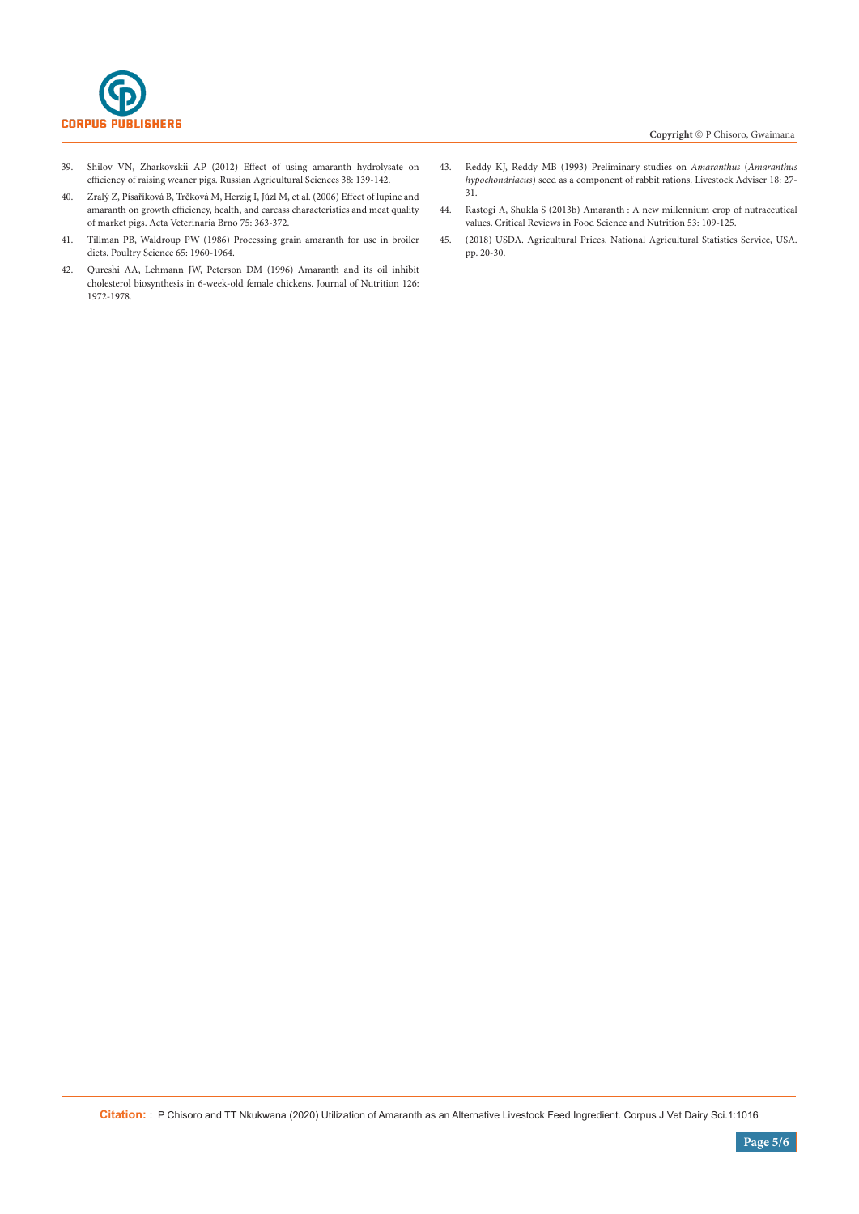39. Shilov VN, Zharkovskii AP (2012) Effect of using amaranth hydrolysate on efficiency of raising weaner pigs. Russian Agricultural Sciences 38: 139-142.
40. Zralý Z, Písaříková B, Trčková M, Herzig I, Jůzl M, et al. (2006) Effect of lupine and amaranth on growth efficiency, health, and carcass characteristics and meat quality of market pigs. Acta Veterinaria Brno 75: 363-372.
41. Tillman PB, Waldroup PW (1986) Processing grain amaranth for use in broiler diets. Poultry Science 65: 1960-1964.
42. Qureshi AA, Lehmann JW, Peterson DM (1996) Amaranth and its oil inhibit cholesterol biosynthesis in 6-week-old female chickens. Journal of Nutrition 126: 1972-1978.
43. Reddy KJ, Reddy MB (1993) Preliminary studies on *Amaranthus* (*Amaranthus hypochondriacus*) seed as a component of rabbit rations. Livestock Adviser 18: 27-31.
44. Rastogi A, Shukla S (2013b) Amaranth : A new millennium crop of nutraceutical values. Critical Reviews in Food Science and Nutrition 53: 109-125.
45. (2018) USDA. Agricultural Prices. National Agricultural Statistics Service, USA. pp. 20-30.